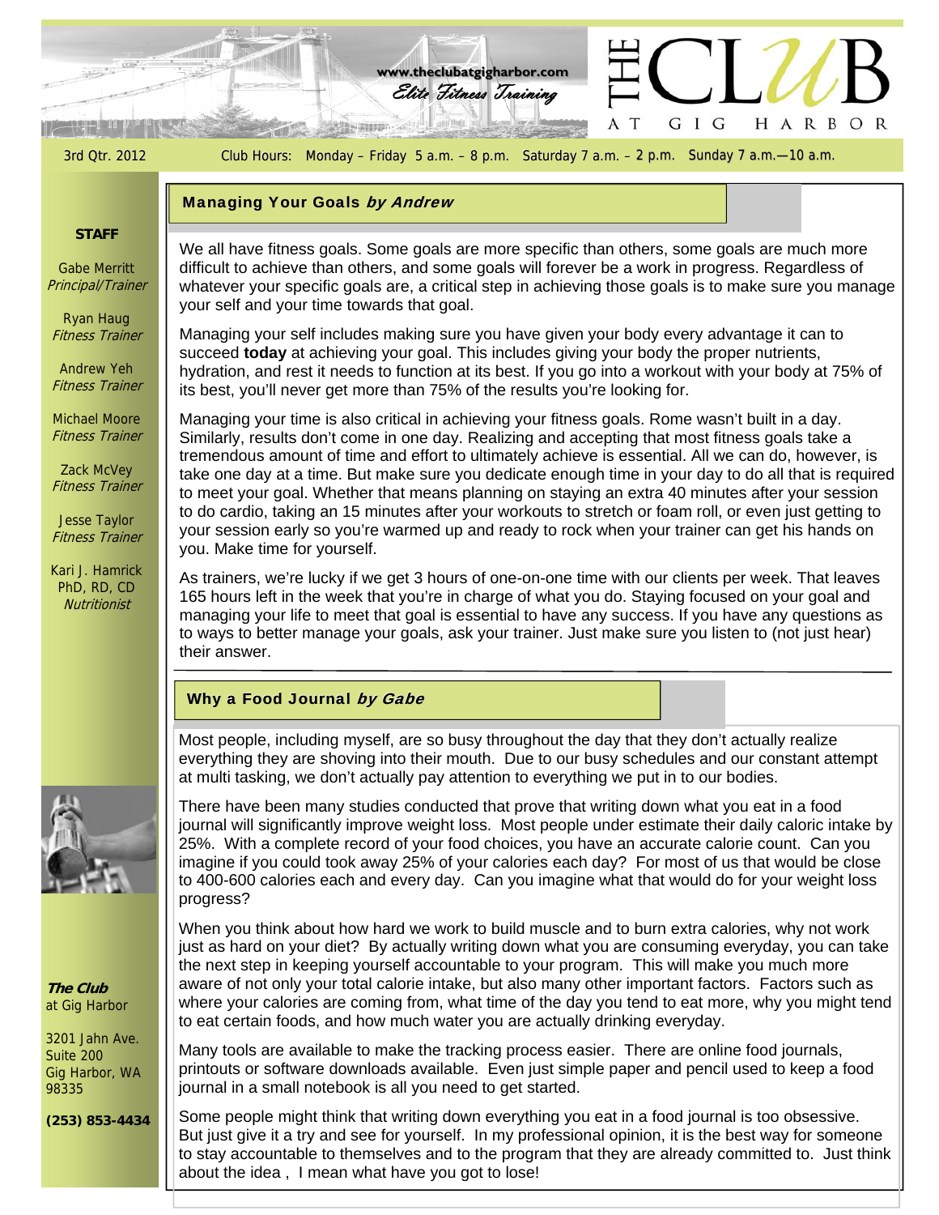www.theclubatgigharbor.com
*Elite Fitness Training*

# THE CLUB AT GIG HARBOR

3rd Qtr. 2012

Club Hours: Monday – Friday 5 a.m. – 8 p.m. Saturday 7 a.m. – 2 p.m. Sunday 7 a.m.—10 a.m.

**STAFF**

Gabe Merritt
*Principal/Trainer*

Ryan Haug
*Fitness Trainer*

Andrew Yeh
*Fitness Trainer*

Michael Moore
*Fitness Trainer*

Zack McVey
*Fitness Trainer*

Jesse Taylor
*Fitness Trainer*

Kari J. Hamrick
PhD, RD, CD
*Nutritionist*

***The Club*** at Gig Harbor

3201 Jahn Ave.
Suite 200
Gig Harbor, WA
98335

**(253) 853-4434**

## Managing Your Goals *by Andrew*

We all have fitness goals. Some goals are more specific than others, some goals are much more difficult to achieve than others, and some goals will forever be a work in progress. Regardless of whatever your specific goals are, a critical step in achieving those goals is to make sure you manage your self and your time towards that goal.

Managing your self includes making sure you have given your body every advantage it can to succeed **today** at achieving your goal. This includes giving your body the proper nutrients, hydration, and rest it needs to function at its best. If you go into a workout with your body at 75% of its best, you'll never get more than 75% of the results you're looking for.

Managing your time is also critical in achieving your fitness goals. Rome wasn't built in a day. Similarly, results don't come in one day. Realizing and accepting that most fitness goals take a tremendous amount of time and effort to ultimately achieve is essential. All we can do, however, is take one day at a time. But make sure you dedicate enough time in your day to do all that is required to meet your goal. Whether that means planning on staying an extra 40 minutes after your session to do cardio, taking an 15 minutes after your workouts to stretch or foam roll, or even just getting to your session early so you're warmed up and ready to rock when your trainer can get his hands on you. Make time for yourself.

As trainers, we're lucky if we get 3 hours of one-on-one time with our clients per week. That leaves 165 hours left in the week that you're in charge of what you do. Staying focused on your goal and managing your life to meet that goal is essential to have any success. If you have any questions as to ways to better manage your goals, ask your trainer. Just make sure you listen to (not just hear) their answer.

## Why a Food Journal *by Gabe*

Most people, including myself, are so busy throughout the day that they don't actually realize everything they are shoving into their mouth. Due to our busy schedules and our constant attempt at multi tasking, we don't actually pay attention to everything we put in to our bodies.

There have been many studies conducted that prove that writing down what you eat in a food journal will significantly improve weight loss. Most people under estimate their daily caloric intake by 25%. With a complete record of your food choices, you have an accurate calorie count. Can you imagine if you could took away 25% of your calories each day? For most of us that would be close to 400-600 calories each and every day. Can you imagine what that would do for your weight loss progress?

When you think about how hard we work to build muscle and to burn extra calories, why not work just as hard on your diet? By actually writing down what you are consuming everyday, you can take the next step in keeping yourself accountable to your program. This will make you much more aware of not only your total calorie intake, but also many other important factors. Factors such as where your calories are coming from, what time of the day you tend to eat more, why you might tend to eat certain foods, and how much water you are actually drinking everyday.

Many tools are available to make the tracking process easier. There are online food journals, printouts or software downloads available. Even just simple paper and pencil used to keep a food journal in a small notebook is all you need to get started.

Some people might think that writing down everything you eat in a food journal is too obsessive. But just give it a try and see for yourself. In my professional opinion, it is the best way for someone to stay accountable to themselves and to the program that they are already committed to. Just think about the idea , I mean what have you got to lose!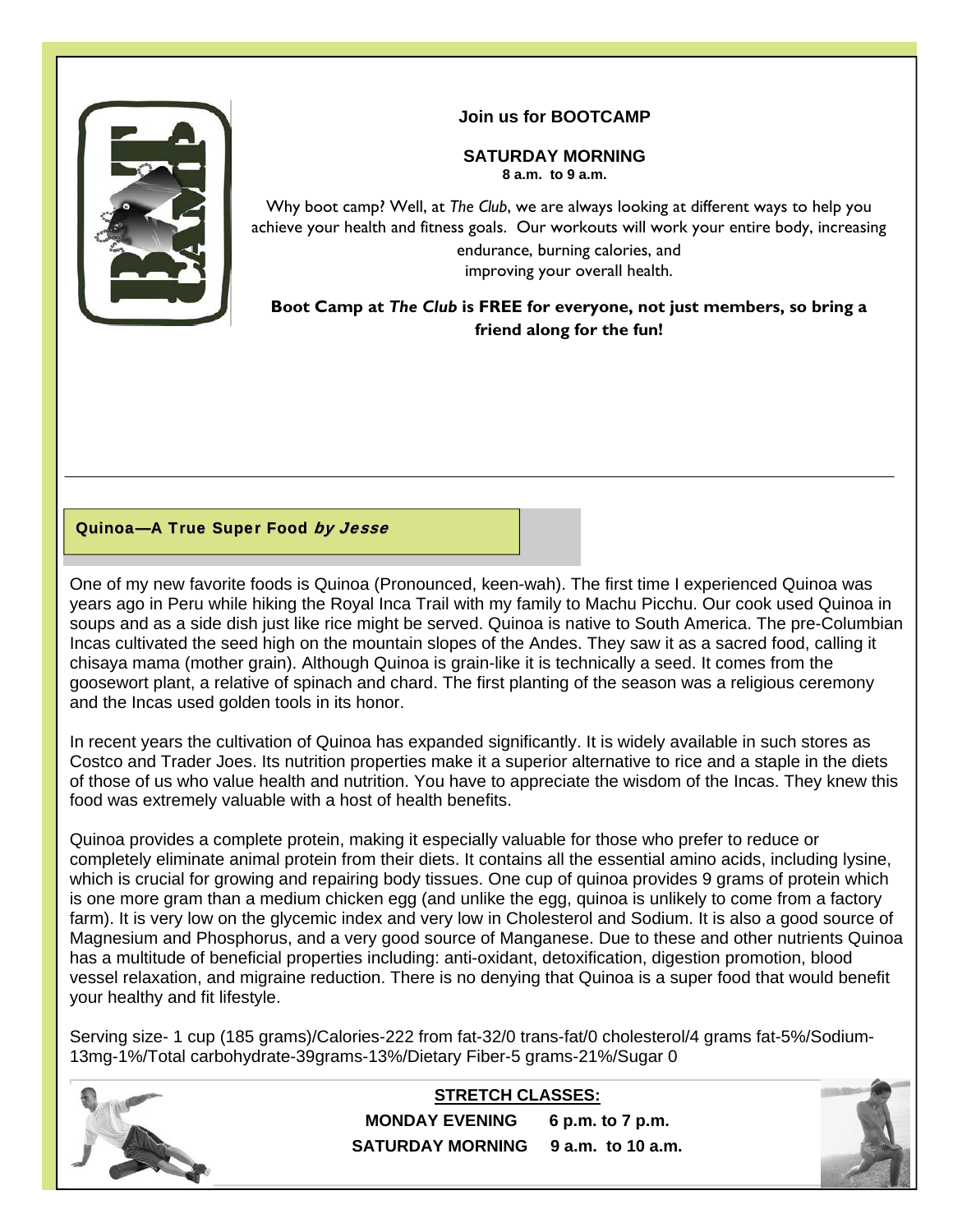## Join us for BOOTCAMP

**SATURDAY MORNING**
**8 a.m. to 9 a.m.**

Why boot camp? Well, at *The Club*, we are always looking at different ways to help you achieve your health and fitness goals. Our workouts will work your entire body, increasing endurance, burning calories, and improving your overall health.

**Boot Camp at *The Club* is FREE for everyone, not just members, so bring a friend along for the fun!**

---

## Quinoa—A True Super Food *by Jesse*

One of my new favorite foods is Quinoa (Pronounced, keen-wah). The first time I experienced Quinoa was years ago in Peru while hiking the Royal Inca Trail with my family to Machu Picchu. Our cook used Quinoa in soups and as a side dish just like rice might be served. Quinoa is native to South America. The pre-Columbian Incas cultivated the seed high on the mountain slopes of the Andes. They saw it as a sacred food, calling it chisaya mama (mother grain). Although Quinoa is grain-like it is technically a seed. It comes from the goosewort plant, a relative of spinach and chard. The first planting of the season was a religious ceremony and the Incas used golden tools in its honor.

In recent years the cultivation of Quinoa has expanded significantly. It is widely available in such stores as Costco and Trader Joes. Its nutrition properties make it a superior alternative to rice and a staple in the diets of those of us who value health and nutrition. You have to appreciate the wisdom of the Incas. They knew this food was extremely valuable with a host of health benefits.

Quinoa provides a complete protein, making it especially valuable for those who prefer to reduce or completely eliminate animal protein from their diets. It contains all the essential amino acids, including lysine, which is crucial for growing and repairing body tissues. One cup of quinoa provides 9 grams of protein which is one more gram than a medium chicken egg (and unlike the egg, quinoa is unlikely to come from a factory farm). It is very low on the glycemic index and very low in Cholesterol and Sodium. It is also a good source of Magnesium and Phosphorus, and a very good source of Manganese. Due to these and other nutrients Quinoa has a multitude of beneficial properties including: anti-oxidant, detoxification, digestion promotion, blood vessel relaxation, and migraine reduction. There is no denying that Quinoa is a super food that would benefit your healthy and fit lifestyle.

Serving size- 1 cup (185 grams)/Calories-222 from fat-32/0 trans-fat/0 cholesterol/4 grams fat-5%/Sodium-13mg-1%/Total carbohydrate-39grams-13%/Dietary Fiber-5 grams-21%/Sugar 0

---

**STRETCH CLASSES:**

**MONDAY EVENING 6 p.m. to 7 p.m.**
**SATURDAY MORNING 9 a.m. to 10 a.m.**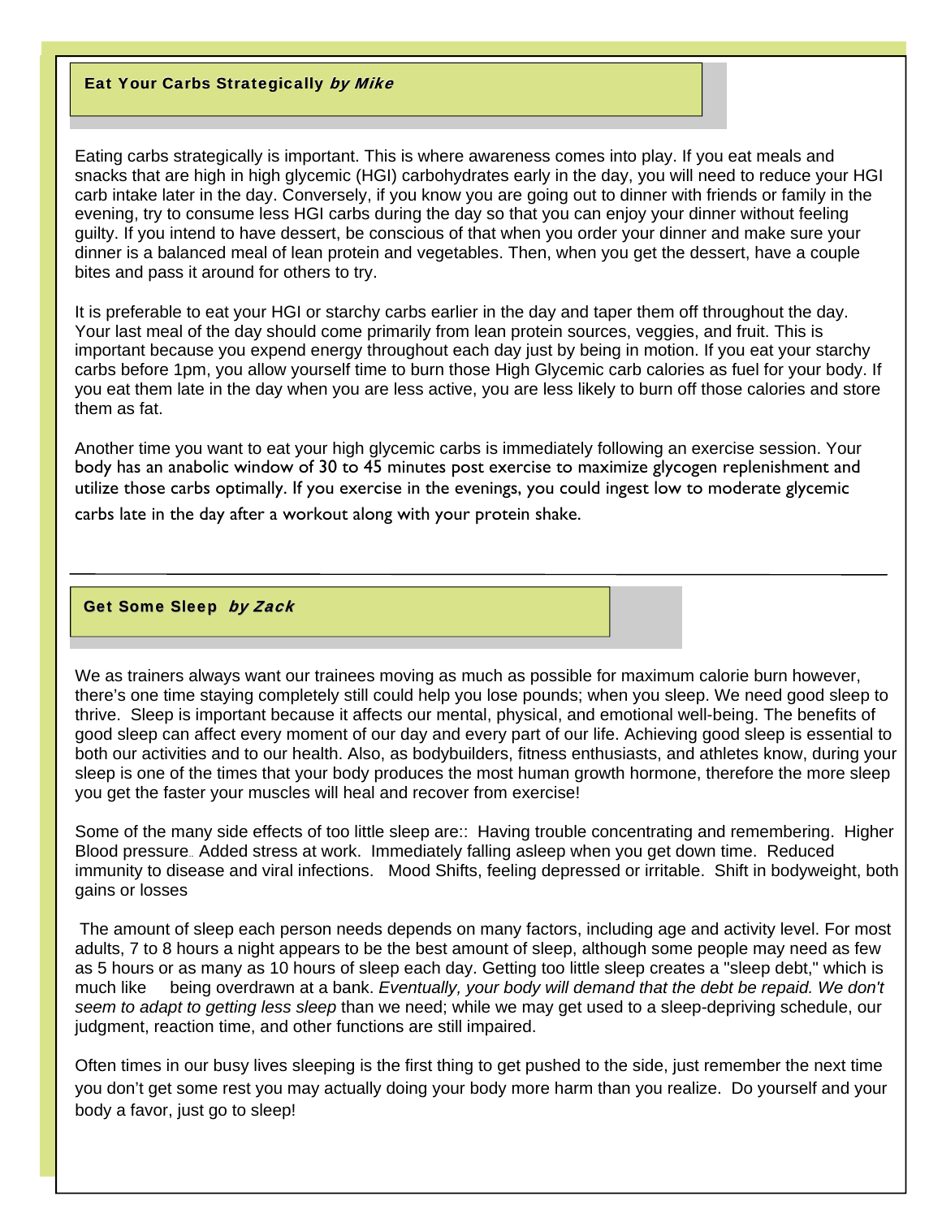## Eat Your Carbs Strategically *by Mike*

Eating carbs strategically is important. This is where awareness comes into play. If you eat meals and snacks that are high in high glycemic (HGI) carbohydrates early in the day, you will need to reduce your HGI carb intake later in the day. Conversely, if you know you are going out to dinner with friends or family in the evening, try to consume less HGI carbs during the day so that you can enjoy your dinner without feeling guilty. If you intend to have dessert, be conscious of that when you order your dinner and make sure your dinner is a balanced meal of lean protein and vegetables. Then, when you get the dessert, have a couple bites and pass it around for others to try.

It is preferable to eat your HGI or starchy carbs earlier in the day and taper them off throughout the day. Your last meal of the day should come primarily from lean protein sources, veggies, and fruit. This is important because you expend energy throughout each day just by being in motion. If you eat your starchy carbs before 1pm, you allow yourself time to burn those High Glycemic carb calories as fuel for your body. If you eat them late in the day when you are less active, you are less likely to burn off those calories and store them as fat.

Another time you want to eat your high glycemic carbs is immediately following an exercise session. Your body has an anabolic window of 30 to 45 minutes post exercise to maximize glycogen replenishment and utilize those carbs optimally. If you exercise in the evenings, you could ingest low to moderate glycemic carbs late in the day after a workout along with your protein shake.

---

## Get Some Sleep *by Zack*

We as trainers always want our trainees moving as much as possible for maximum calorie burn however, there's one time staying completely still could help you lose pounds; when you sleep. We need good sleep to thrive. Sleep is important because it affects our mental, physical, and emotional well-being. The benefits of good sleep can affect every moment of our day and every part of our life. Achieving good sleep is essential to both our activities and to our health. Also, as bodybuilders, fitness enthusiasts, and athletes know, during your sleep is one of the times that your body produces the most human growth hormone, therefore the more sleep you get the faster your muscles will heal and recover from exercise!

Some of the many side effects of too little sleep are:: Having trouble concentrating and remembering. Higher Blood pressure. Added stress at work. Immediately falling asleep when you get down time. Reduced immunity to disease and viral infections. Mood Shifts, feeling depressed or irritable. Shift in bodyweight, both gains or losses

The amount of sleep each person needs depends on many factors, including age and activity level. For most adults, 7 to 8 hours a night appears to be the best amount of sleep, although some people may need as few as 5 hours or as many as 10 hours of sleep each day. Getting too little sleep creates a "sleep debt," which is much like being overdrawn at a bank. *Eventually, your body will demand that the debt be repaid. We don't seem to adapt to getting less sleep* than we need; while we may get used to a sleep-depriving schedule, our judgment, reaction time, and other functions are still impaired.

Often times in our busy lives sleeping is the first thing to get pushed to the side, just remember the next time you don't get some rest you may actually doing your body more harm than you realize. Do yourself and your body a favor, just go to sleep!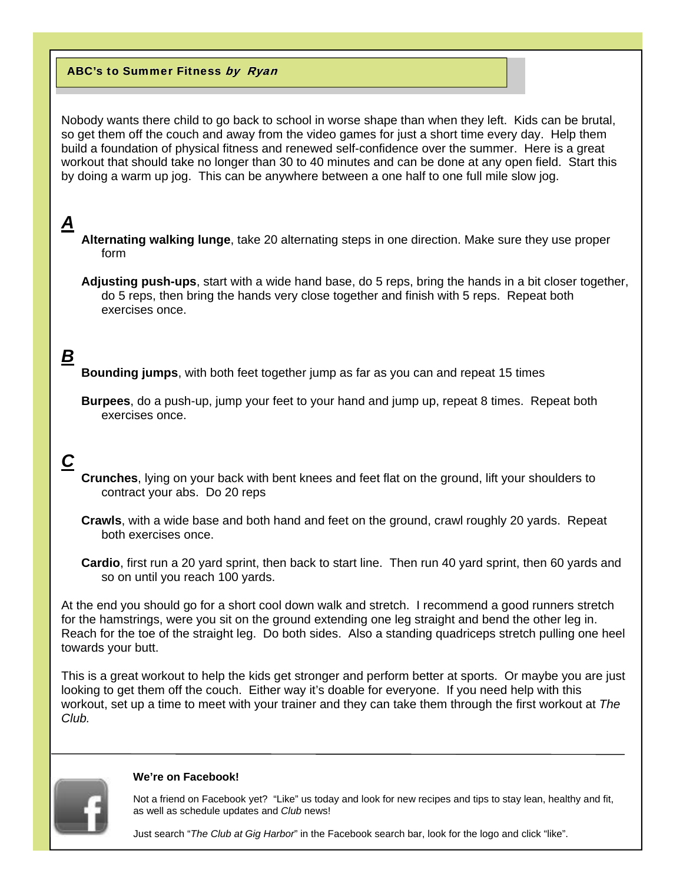## ABC's to Summer Fitness *by Ryan*

Nobody wants there child to go back to school in worse shape than when they left. Kids can be brutal, so get them off the couch and away from the video games for just a short time every day. Help them build a foundation of physical fitness and renewed self-confidence over the summer. Here is a great workout that should take no longer than 30 to 40 minutes and can be done at any open field. Start this by doing a warm up jog. This can be anywhere between a one half to one full mile slow jog.

### ***A***

**Alternating walking lunge**, take 20 alternating steps in one direction. Make sure they use proper form

**Adjusting push-ups**, start with a wide hand base, do 5 reps, bring the hands in a bit closer together, do 5 reps, then bring the hands very close together and finish with 5 reps. Repeat both exercises once.

### ***B***

**Bounding jumps**, with both feet together jump as far as you can and repeat 15 times

**Burpees**, do a push-up, jump your feet to your hand and jump up, repeat 8 times. Repeat both exercises once.

### ***C***

**Crunches**, lying on your back with bent knees and feet flat on the ground, lift your shoulders to contract your abs. Do 20 reps

**Crawls**, with a wide base and both hand and feet on the ground, crawl roughly 20 yards. Repeat both exercises once.

**Cardio**, first run a 20 yard sprint, then back to start line. Then run 40 yard sprint, then 60 yards and so on until you reach 100 yards.

At the end you should go for a short cool down walk and stretch. I recommend a good runners stretch for the hamstrings, were you sit on the ground extending one leg straight and bend the other leg in. Reach for the toe of the straight leg. Do both sides. Also a standing quadriceps stretch pulling one heel towards your butt.

This is a great workout to help the kids get stronger and perform better at sports. Or maybe you are just looking to get them off the couch. Either way it's doable for everyone. If you need help with this workout, set up a time to meet with your trainer and they can take them through the first workout at *The Club.*

---

**We're on Facebook!**

Not a friend on Facebook yet? "Like" us today and look for new recipes and tips to stay lean, healthy and fit, as well as schedule updates and *Club* news!

Just search "*The Club at Gig Harbor*" in the Facebook search bar, look for the logo and click "like".